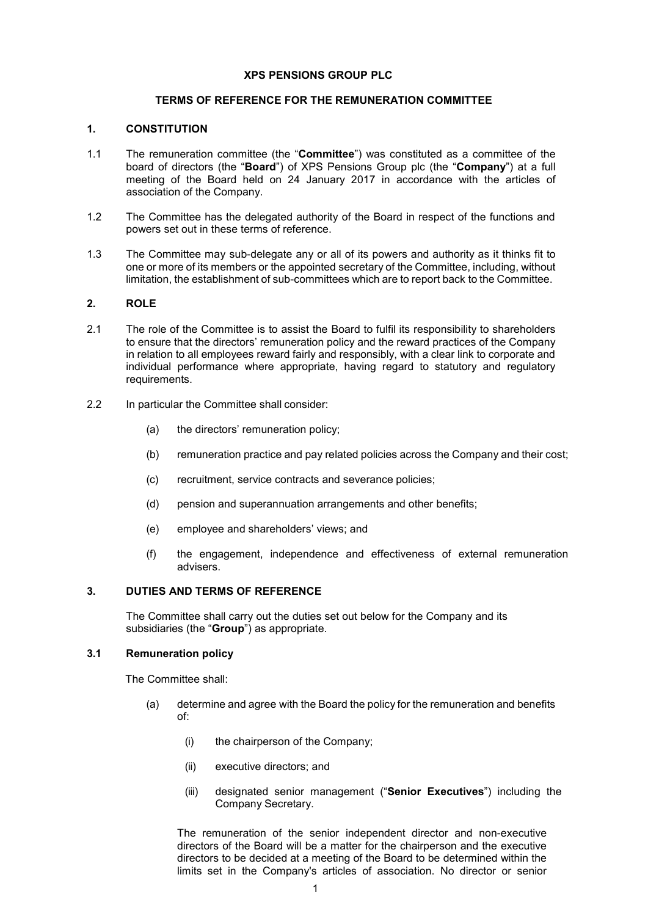**XPS PENSIONS GROUP PLC**

**TERMS OF REFERENCE FOR THE REMUNERATION COMMITTEE**

## 1. CONSTITUTION

1.1 The remuneration committee (the "**Committee**") was constituted as a committee of the board of directors (the "**Board**") of XPS Pensions Group plc (the "**Company**") at a full meeting of the Board held on 24 January 2017 in accordance with the articles of association of the Company.

1.2 The Committee has the delegated authority of the Board in respect of the functions and powers set out in these terms of reference.

1.3 The Committee may sub-delegate any or all of its powers and authority as it thinks fit to one or more of its members or the appointed secretary of the Committee, including, without limitation, the establishment of sub-committees which are to report back to the Committee.

## 2. ROLE

2.1 The role of the Committee is to assist the Board to fulfil its responsibility to shareholders to ensure that the directors' remuneration policy and the reward practices of the Company in relation to all employees reward fairly and responsibly, with a clear link to corporate and individual performance where appropriate, having regard to statutory and regulatory requirements.

2.2 In particular the Committee shall consider:

(a) the directors' remuneration policy;

(b) remuneration practice and pay related policies across the Company and their cost;

(c) recruitment, service contracts and severance policies;

(d) pension and superannuation arrangements and other benefits;

(e) employee and shareholders' views; and

(f) the engagement, independence and effectiveness of external remuneration advisers.

## 3. DUTIES AND TERMS OF REFERENCE

The Committee shall carry out the duties set out below for the Company and its subsidiaries (the "**Group**") as appropriate.

### 3.1 Remuneration policy

The Committee shall:

(a) determine and agree with the Board the policy for the remuneration and benefits of:

(i) the chairperson of the Company;

(ii) executive directors; and

(iii) designated senior management ("**Senior Executives**") including the Company Secretary.

The remuneration of the senior independent director and non-executive directors of the Board will be a matter for the chairperson and the executive directors to be decided at a meeting of the Board to be determined within the limits set in the Company's articles of association. No director or senior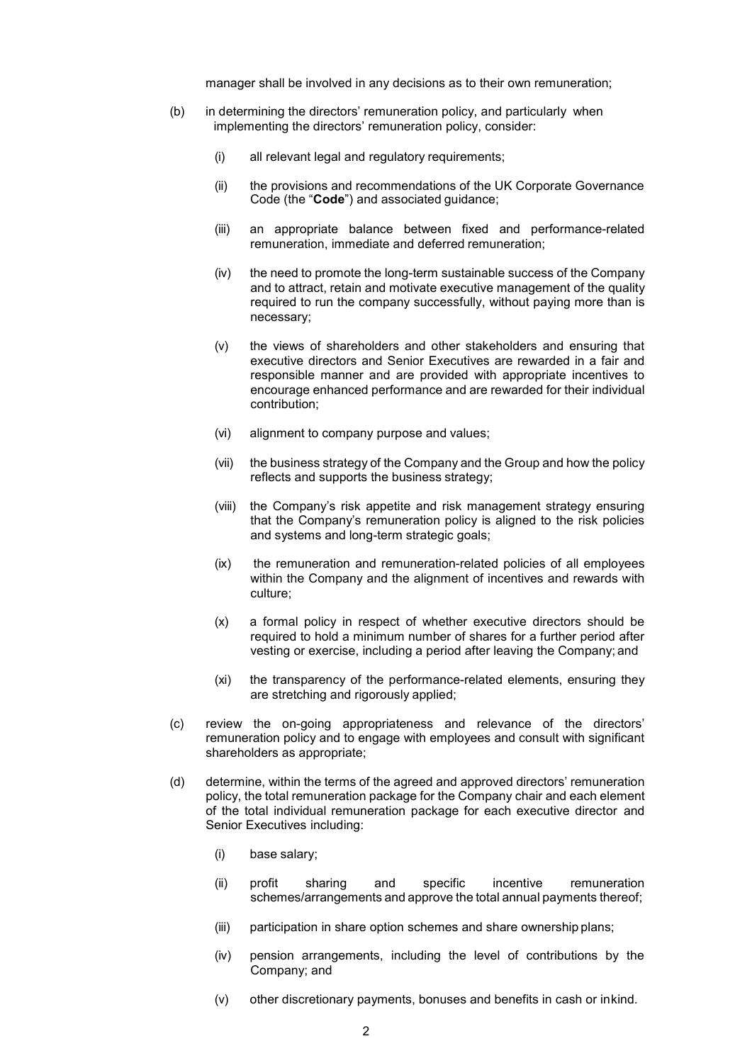manager shall be involved in any decisions as to their own remuneration;

(b) in determining the directors' remuneration policy, and particularly when implementing the directors' remuneration policy, consider:

(i) all relevant legal and regulatory requirements;

(ii) the provisions and recommendations of the UK Corporate Governance Code (the "**Code**") and associated guidance;

(iii) an appropriate balance between fixed and performance-related remuneration, immediate and deferred remuneration;

(iv) the need to promote the long-term sustainable success of the Company and to attract, retain and motivate executive management of the quality required to run the company successfully, without paying more than is necessary;

(v) the views of shareholders and other stakeholders and ensuring that executive directors and Senior Executives are rewarded in a fair and responsible manner and are provided with appropriate incentives to encourage enhanced performance and are rewarded for their individual contribution;

(vi) alignment to company purpose and values;

(vii) the business strategy of the Company and the Group and how the policy reflects and supports the business strategy;

(viii) the Company's risk appetite and risk management strategy ensuring that the Company's remuneration policy is aligned to the risk policies and systems and long-term strategic goals;

(ix) the remuneration and remuneration-related policies of all employees within the Company and the alignment of incentives and rewards with culture;

(x) a formal policy in respect of whether executive directors should be required to hold a minimum number of shares for a further period after vesting or exercise, including a period after leaving the Company; and

(xi) the transparency of the performance-related elements, ensuring they are stretching and rigorously applied;

(c) review the on-going appropriateness and relevance of the directors' remuneration policy and to engage with employees and consult with significant shareholders as appropriate;

(d) determine, within the terms of the agreed and approved directors' remuneration policy, the total remuneration package for the Company chair and each element of the total individual remuneration package for each executive director and Senior Executives including:

(i) base salary;

(ii) profit sharing and specific incentive remuneration schemes/arrangements and approve the total annual payments thereof;

(iii) participation in share option schemes and share ownership plans;

(iv) pension arrangements, including the level of contributions by the Company; and

(v) other discretionary payments, bonuses and benefits in cash or inkind.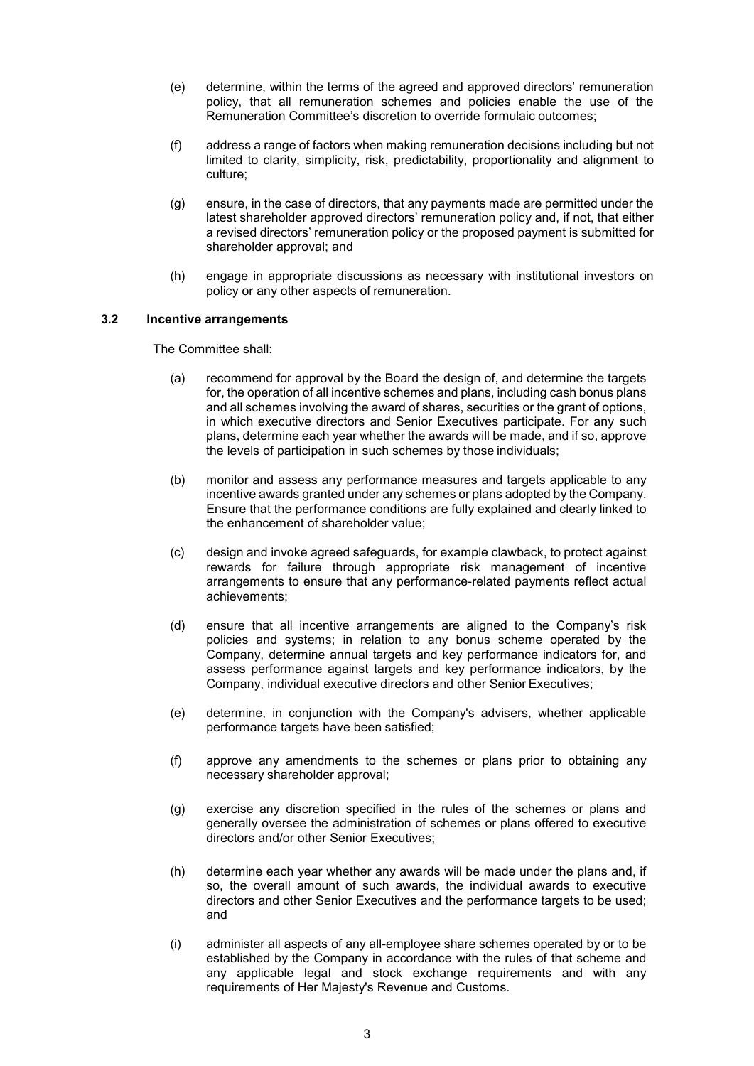(e) determine, within the terms of the agreed and approved directors' remuneration policy, that all remuneration schemes and policies enable the use of the Remuneration Committee's discretion to override formulaic outcomes;

(f) address a range of factors when making remuneration decisions including but not limited to clarity, simplicity, risk, predictability, proportionality and alignment to culture;

(g) ensure, in the case of directors, that any payments made are permitted under the latest shareholder approved directors' remuneration policy and, if not, that either a revised directors' remuneration policy or the proposed payment is submitted for shareholder approval; and

(h) engage in appropriate discussions as necessary with institutional investors on policy or any other aspects of remuneration.

### 3.2 Incentive arrangements

The Committee shall:

(a) recommend for approval by the Board the design of, and determine the targets for, the operation of all incentive schemes and plans, including cash bonus plans and all schemes involving the award of shares, securities or the grant of options, in which executive directors and Senior Executives participate. For any such plans, determine each year whether the awards will be made, and if so, approve the levels of participation in such schemes by those individuals;

(b) monitor and assess any performance measures and targets applicable to any incentive awards granted under any schemes or plans adopted by the Company. Ensure that the performance conditions are fully explained and clearly linked to the enhancement of shareholder value;

(c) design and invoke agreed safeguards, for example clawback, to protect against rewards for failure through appropriate risk management of incentive arrangements to ensure that any performance-related payments reflect actual achievements;

(d) ensure that all incentive arrangements are aligned to the Company's risk policies and systems; in relation to any bonus scheme operated by the Company, determine annual targets and key performance indicators for, and assess performance against targets and key performance indicators, by the Company, individual executive directors and other Senior Executives;

(e) determine, in conjunction with the Company's advisers, whether applicable performance targets have been satisfied;

(f) approve any amendments to the schemes or plans prior to obtaining any necessary shareholder approval;

(g) exercise any discretion specified in the rules of the schemes or plans and generally oversee the administration of schemes or plans offered to executive directors and/or other Senior Executives;

(h) determine each year whether any awards will be made under the plans and, if so, the overall amount of such awards, the individual awards to executive directors and other Senior Executives and the performance targets to be used; and

(i) administer all aspects of any all-employee share schemes operated by or to be established by the Company in accordance with the rules of that scheme and any applicable legal and stock exchange requirements and with any requirements of Her Majesty's Revenue and Customs.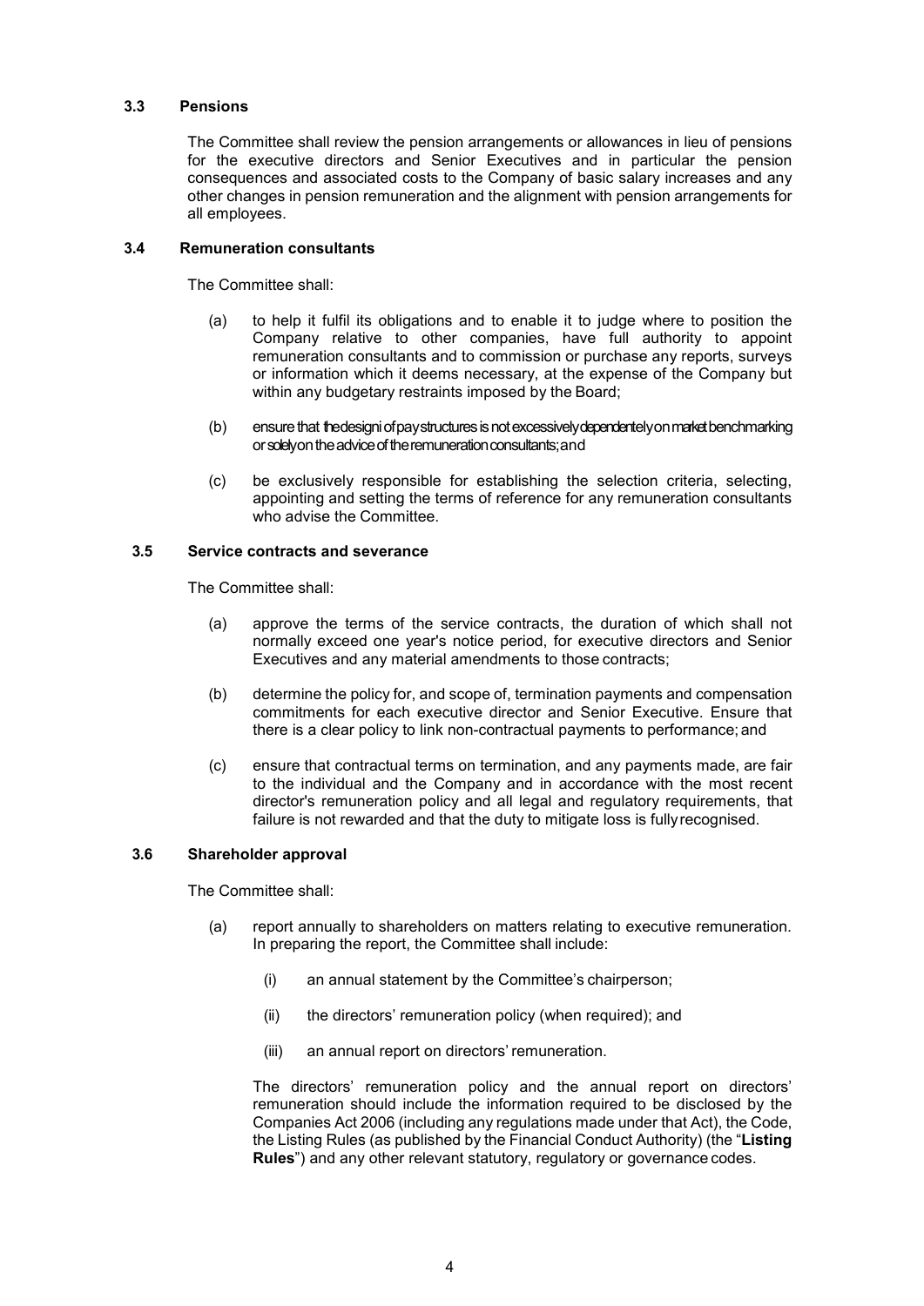### 3.3 Pensions

The Committee shall review the pension arrangements or allowances in lieu of pensions for the executive directors and Senior Executives and in particular the pension consequences and associated costs to the Company of basic salary increases and any other changes in pension remuneration and the alignment with pension arrangements for all employees.

### 3.4 Remuneration consultants

The Committee shall:

(a) to help it fulfil its obligations and to enable it to judge where to position the Company relative to other companies, have full authority to appoint remuneration consultants and to commission or purchase any reports, surveys or information which it deems necessary, at the expense of the Company but within any budgetary restraints imposed by the Board;

(b) ensure that the designi of pay structures is not excessively dependentely on market benchmarking or solely on the advice of the remuneration consultants; and

(c) be exclusively responsible for establishing the selection criteria, selecting, appointing and setting the terms of reference for any remuneration consultants who advise the Committee.

### 3.5 Service contracts and severance

The Committee shall:

(a) approve the terms of the service contracts, the duration of which shall not normally exceed one year's notice period, for executive directors and Senior Executives and any material amendments to those contracts;

(b) determine the policy for, and scope of, termination payments and compensation commitments for each executive director and Senior Executive. Ensure that there is a clear policy to link non-contractual payments to performance; and

(c) ensure that contractual terms on termination, and any payments made, are fair to the individual and the Company and in accordance with the most recent director's remuneration policy and all legal and regulatory requirements, that failure is not rewarded and that the duty to mitigate loss is fully recognised.

### 3.6 Shareholder approval

The Committee shall:

(a) report annually to shareholders on matters relating to executive remuneration. In preparing the report, the Committee shall include:

   (i) an annual statement by the Committee's chairperson;

   (ii) the directors' remuneration policy (when required); and

   (iii) an annual report on directors' remuneration.

The directors' remuneration policy and the annual report on directors' remuneration should include the information required to be disclosed by the Companies Act 2006 (including any regulations made under that Act), the Code, the Listing Rules (as published by the Financial Conduct Authority) (the "**Listing Rules**") and any other relevant statutory, regulatory or governance codes.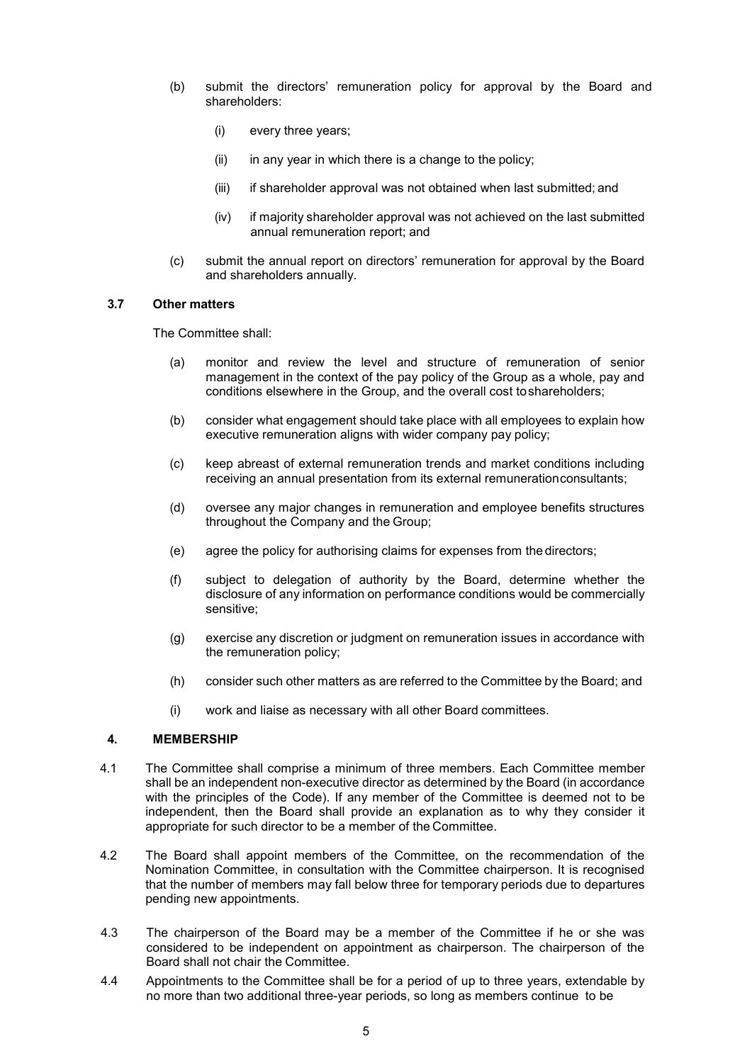(b) submit the directors' remuneration policy for approval by the Board and shareholders:

(i) every three years;

(ii) in any year in which there is a change to the policy;

(iii) if shareholder approval was not obtained when last submitted; and

(iv) if majority shareholder approval was not achieved on the last submitted annual remuneration report; and

(c) submit the annual report on directors' remuneration for approval by the Board and shareholders annually.

**3.7 Other matters**

The Committee shall:

(a) monitor and review the level and structure of remuneration of senior management in the context of the pay policy of the Group as a whole, pay and conditions elsewhere in the Group, and the overall cost to shareholders;

(b) consider what engagement should take place with all employees to explain how executive remuneration aligns with wider company pay policy;

(c) keep abreast of external remuneration trends and market conditions including receiving an annual presentation from its external remuneration consultants;

(d) oversee any major changes in remuneration and employee benefits structures throughout the Company and the Group;

(e) agree the policy for authorising claims for expenses from the directors;

(f) subject to delegation of authority by the Board, determine whether the disclosure of any information on performance conditions would be commercially sensitive;

(g) exercise any discretion or judgment on remuneration issues in accordance with the remuneration policy;

(h) consider such other matters as are referred to the Committee by the Board; and

(i) work and liaise as necessary with all other Board committees.

## 4. MEMBERSHIP

4.1 The Committee shall comprise a minimum of three members. Each Committee member shall be an independent non-executive director as determined by the Board (in accordance with the principles of the Code). If any member of the Committee is deemed not to be independent, then the Board shall provide an explanation as to why they consider it appropriate for such director to be a member of the Committee.

4.2 The Board shall appoint members of the Committee, on the recommendation of the Nomination Committee, in consultation with the Committee chairperson. It is recognised that the number of members may fall below three for temporary periods due to departures pending new appointments.

4.3 The chairperson of the Board may be a member of the Committee if he or she was considered to be independent on appointment as chairperson. The chairperson of the Board shall not chair the Committee.

4.4 Appointments to the Committee shall be for a period of up to three years, extendable by no more than two additional three-year periods, so long as members continue to be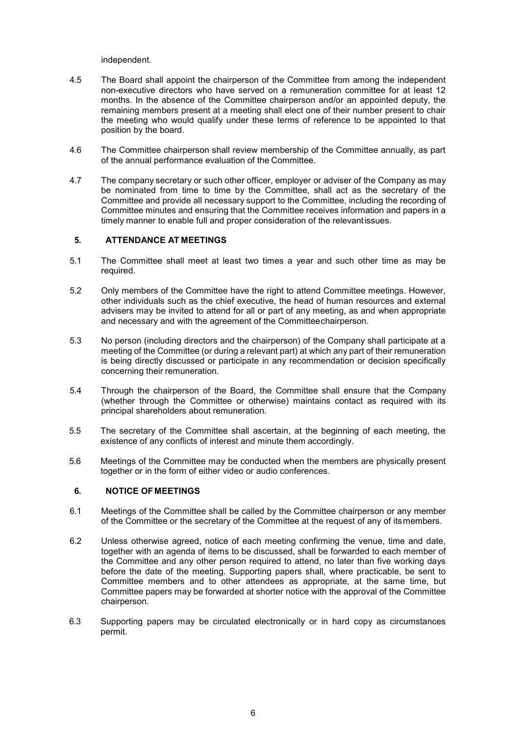independent.

4.5 The Board shall appoint the chairperson of the Committee from among the independent non-executive directors who have served on a remuneration committee for at least 12 months. In the absence of the Committee chairperson and/or an appointed deputy, the remaining members present at a meeting shall elect one of their number present to chair the meeting who would qualify under these terms of reference to be appointed to that position by the board.

4.6 The Committee chairperson shall review membership of the Committee annually, as part of the annual performance evaluation of the Committee.

4.7 The company secretary or such other officer, employer or adviser of the Company as may be nominated from time to time by the Committee, shall act as the secretary of the Committee and provide all necessary support to the Committee, including the recording of Committee minutes and ensuring that the Committee receives information and papers in a timely manner to enable full and proper consideration of the relevant issues.

## 5. ATTENDANCE AT MEETINGS

5.1 The Committee shall meet at least two times a year and such other time as may be required.

5.2 Only members of the Committee have the right to attend Committee meetings. However, other individuals such as the chief executive, the head of human resources and external advisers may be invited to attend for all or part of any meeting, as and when appropriate and necessary and with the agreement of the Committee chairperson.

5.3 No person (including directors and the chairperson) of the Company shall participate at a meeting of the Committee (or during a relevant part) at which any part of their remuneration is being directly discussed or participate in any recommendation or decision specifically concerning their remuneration.

5.4 Through the chairperson of the Board, the Committee shall ensure that the Company (whether through the Committee or otherwise) maintains contact as required with its principal shareholders about remuneration.

5.5 The secretary of the Committee shall ascertain, at the beginning of each meeting, the existence of any conflicts of interest and minute them accordingly.

5.6 Meetings of the Committee may be conducted when the members are physically present together or in the form of either video or audio conferences.

## 6. NOTICE OF MEETINGS

6.1 Meetings of the Committee shall be called by the Committee chairperson or any member of the Committee or the secretary of the Committee at the request of any of its members.

6.2 Unless otherwise agreed, notice of each meeting confirming the venue, time and date, together with an agenda of items to be discussed, shall be forwarded to each member of the Committee and any other person required to attend, no later than five working days before the date of the meeting. Supporting papers shall, where practicable, be sent to Committee members and to other attendees as appropriate, at the same time, but Committee papers may be forwarded at shorter notice with the approval of the Committee chairperson.

6.3 Supporting papers may be circulated electronically or in hard copy as circumstances permit.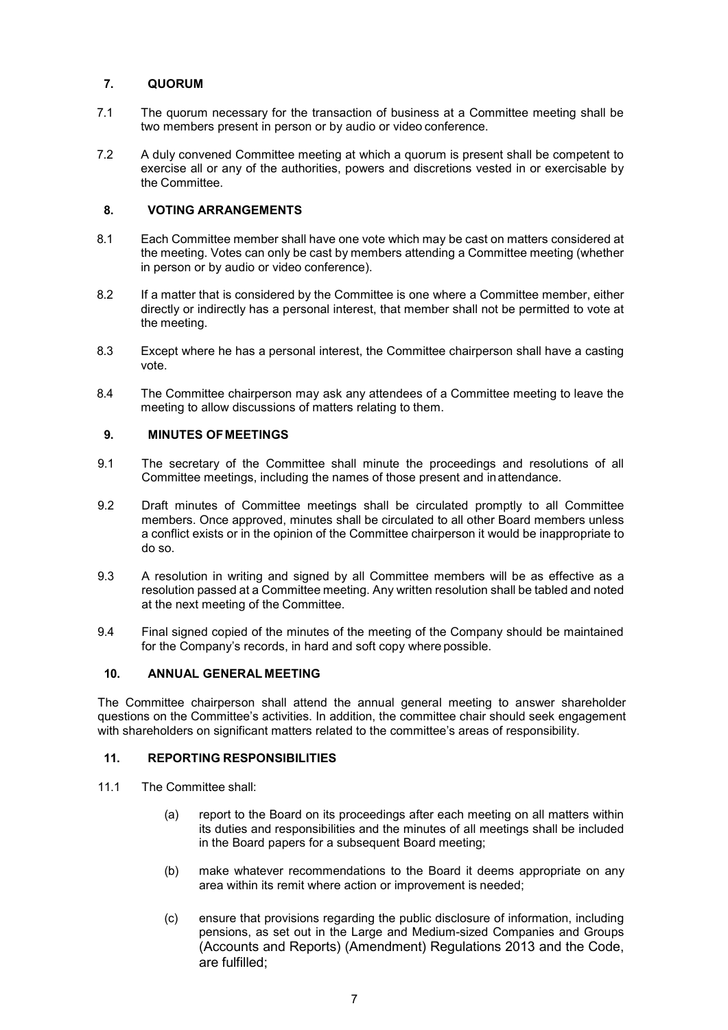## 7. QUORUM

7.1 The quorum necessary for the transaction of business at a Committee meeting shall be two members present in person or by audio or video conference.

7.2 A duly convened Committee meeting at which a quorum is present shall be competent to exercise all or any of the authorities, powers and discretions vested in or exercisable by the Committee.

## 8. VOTING ARRANGEMENTS

8.1 Each Committee member shall have one vote which may be cast on matters considered at the meeting. Votes can only be cast by members attending a Committee meeting (whether in person or by audio or video conference).

8.2 If a matter that is considered by the Committee is one where a Committee member, either directly or indirectly has a personal interest, that member shall not be permitted to vote at the meeting.

8.3 Except where he has a personal interest, the Committee chairperson shall have a casting vote.

8.4 The Committee chairperson may ask any attendees of a Committee meeting to leave the meeting to allow discussions of matters relating to them.

## 9. MINUTES OF MEETINGS

9.1 The secretary of the Committee shall minute the proceedings and resolutions of all Committee meetings, including the names of those present and in attendance.

9.2 Draft minutes of Committee meetings shall be circulated promptly to all Committee members. Once approved, minutes shall be circulated to all other Board members unless a conflict exists or in the opinion of the Committee chairperson it would be inappropriate to do so.

9.3 A resolution in writing and signed by all Committee members will be as effective as a resolution passed at a Committee meeting. Any written resolution shall be tabled and noted at the next meeting of the Committee.

9.4 Final signed copied of the minutes of the meeting of the Company should be maintained for the Company's records, in hard and soft copy where possible.

## 10. ANNUAL GENERAL MEETING

The Committee chairperson shall attend the annual general meeting to answer shareholder questions on the Committee's activities. In addition, the committee chair should seek engagement with shareholders on significant matters related to the committee's areas of responsibility.

## 11. REPORTING RESPONSIBILITIES

11.1 The Committee shall:

(a) report to the Board on its proceedings after each meeting on all matters within its duties and responsibilities and the minutes of all meetings shall be included in the Board papers for a subsequent Board meeting;

(b) make whatever recommendations to the Board it deems appropriate on any area within its remit where action or improvement is needed;

(c) ensure that provisions regarding the public disclosure of information, including pensions, as set out in the Large and Medium-sized Companies and Groups (Accounts and Reports) (Amendment) Regulations 2013 and the Code, are fulfilled;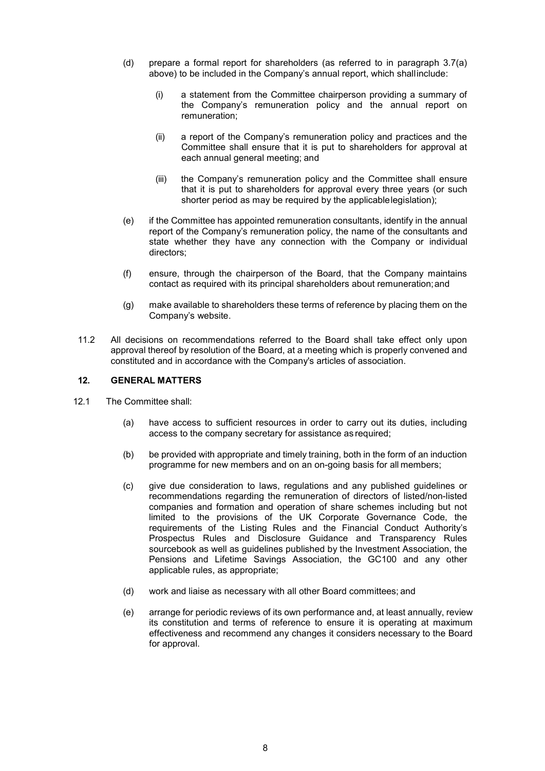(d) prepare a formal report for shareholders (as referred to in paragraph 3.7(a) above) to be included in the Company's annual report, which shall include:

   (i) a statement from the Committee chairperson providing a summary of the Company's remuneration policy and the annual report on remuneration;

   (ii) a report of the Company's remuneration policy and practices and the Committee shall ensure that it is put to shareholders for approval at each annual general meeting; and

   (iii) the Company's remuneration policy and the Committee shall ensure that it is put to shareholders for approval every three years (or such shorter period as may be required by the applicable legislation);

(e) if the Committee has appointed remuneration consultants, identify in the annual report of the Company's remuneration policy, the name of the consultants and state whether they have any connection with the Company or individual directors;

(f) ensure, through the chairperson of the Board, that the Company maintains contact as required with its principal shareholders about remuneration; and

(g) make available to shareholders these terms of reference by placing them on the Company's website.

11.2 All decisions on recommendations referred to the Board shall take effect only upon approval thereof by resolution of the Board, at a meeting which is properly convened and constituted and in accordance with the Company's articles of association.

## 12. GENERAL MATTERS

12.1 The Committee shall:

(a) have access to sufficient resources in order to carry out its duties, including access to the company secretary for assistance as required;

(b) be provided with appropriate and timely training, both in the form of an induction programme for new members and on an on-going basis for all members;

(c) give due consideration to laws, regulations and any published guidelines or recommendations regarding the remuneration of directors of listed/non-listed companies and formation and operation of share schemes including but not limited to the provisions of the UK Corporate Governance Code, the requirements of the Listing Rules and the Financial Conduct Authority's Prospectus Rules and Disclosure Guidance and Transparency Rules sourcebook as well as guidelines published by the Investment Association, the Pensions and Lifetime Savings Association, the GC100 and any other applicable rules, as appropriate;

(d) work and liaise as necessary with all other Board committees; and

(e) arrange for periodic reviews of its own performance and, at least annually, review its constitution and terms of reference to ensure it is operating at maximum effectiveness and recommend any changes it considers necessary to the Board for approval.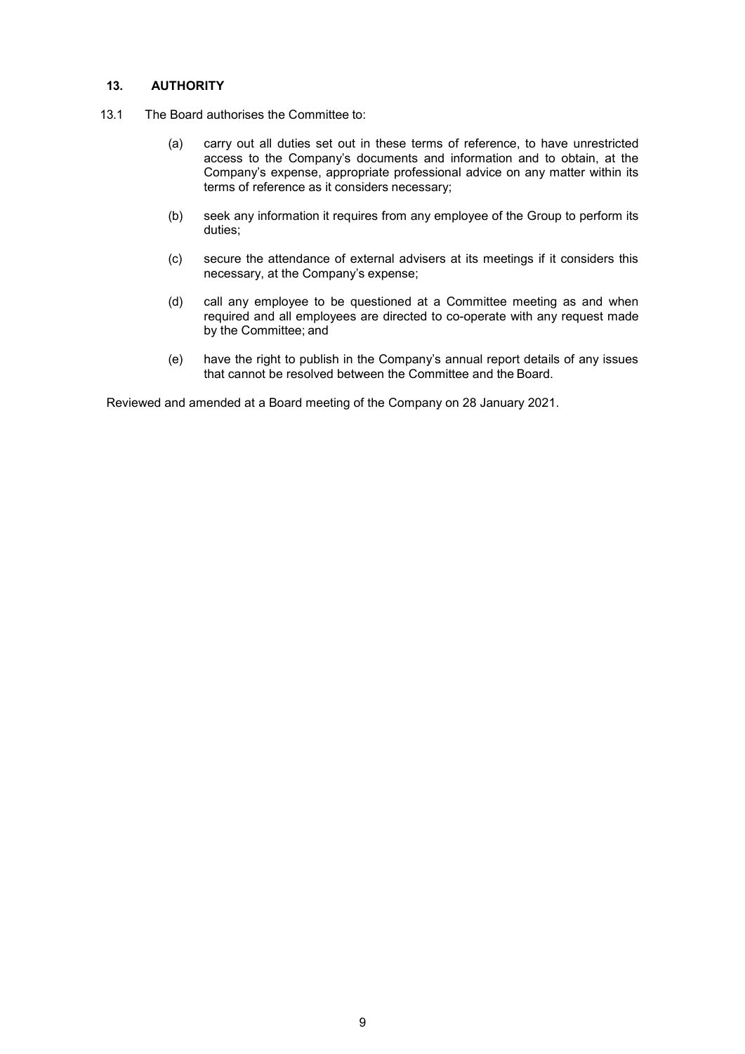## 13. AUTHORITY

13.1 The Board authorises the Committee to:

(a) carry out all duties set out in these terms of reference, to have unrestricted access to the Company's documents and information and to obtain, at the Company's expense, appropriate professional advice on any matter within its terms of reference as it considers necessary;

(b) seek any information it requires from any employee of the Group to perform its duties;

(c) secure the attendance of external advisers at its meetings if it considers this necessary, at the Company's expense;

(d) call any employee to be questioned at a Committee meeting as and when required and all employees are directed to co-operate with any request made by the Committee; and

(e) have the right to publish in the Company's annual report details of any issues that cannot be resolved between the Committee and the Board.

Reviewed and amended at a Board meeting of the Company on 28 January 2021.